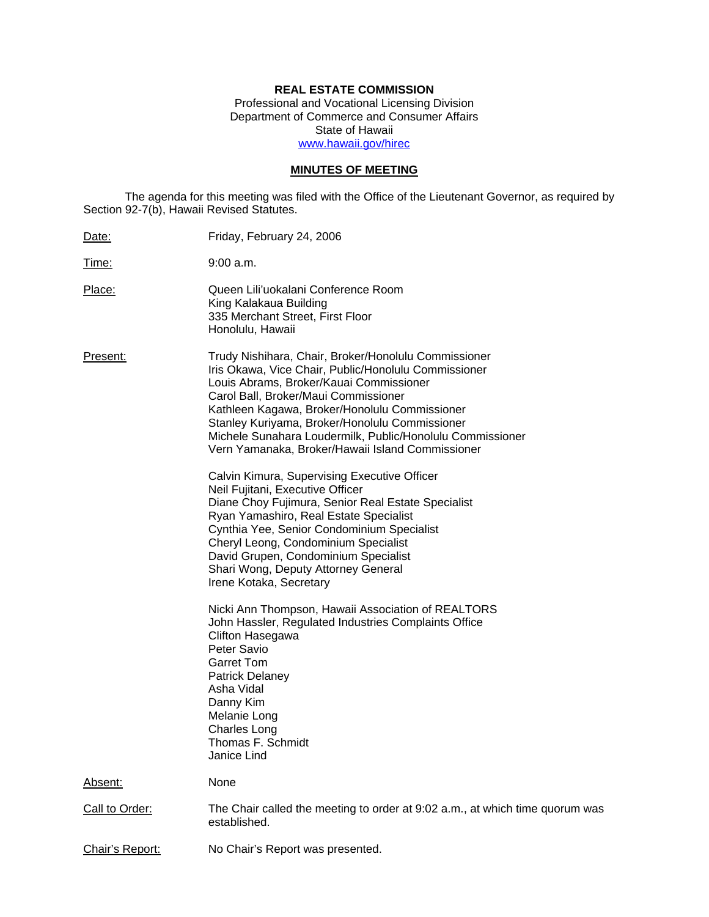**REAL ESTATE COMMISSION**
Professional and Vocational Licensing Division
Department of Commerce and Consumer Affairs
State of Hawaii
www.hawaii.gov/hirec

**MINUTES OF MEETING**

The agenda for this meeting was filed with the Office of the Lieutenant Governor, as required by Section 92-7(b), Hawaii Revised Statutes.

Date: Friday, February 24, 2006

Time: 9:00 a.m.

Place: Queen Lili'uokalani Conference Room
King Kalakaua Building
335 Merchant Street, First Floor
Honolulu, Hawaii

Present: Trudy Nishihara, Chair, Broker/Honolulu Commissioner
Iris Okawa, Vice Chair, Public/Honolulu Commissioner
Louis Abrams, Broker/Kauai Commissioner
Carol Ball, Broker/Maui Commissioner
Kathleen Kagawa, Broker/Honolulu Commissioner
Stanley Kuriyama, Broker/Honolulu Commissioner
Michele Sunahara Loudermilk, Public/Honolulu Commissioner
Vern Yamanaka, Broker/Hawaii Island Commissioner

Calvin Kimura, Supervising Executive Officer
Neil Fujitani, Executive Officer
Diane Choy Fujimura, Senior Real Estate Specialist
Ryan Yamashiro, Real Estate Specialist
Cynthia Yee, Senior Condominium Specialist
Cheryl Leong, Condominium Specialist
David Grupen, Condominium Specialist
Shari Wong, Deputy Attorney General
Irene Kotaka, Secretary

Nicki Ann Thompson, Hawaii Association of REALTORS
John Hassler, Regulated Industries Complaints Office
Clifton Hasegawa
Peter Savio
Garret Tom
Patrick Delaney
Asha Vidal
Danny Kim
Melanie Long
Charles Long
Thomas F. Schmidt
Janice Lind

Absent: None

Call to Order: The Chair called the meeting to order at 9:02 a.m., at which time quorum was established.

Chair's Report: No Chair's Report was presented.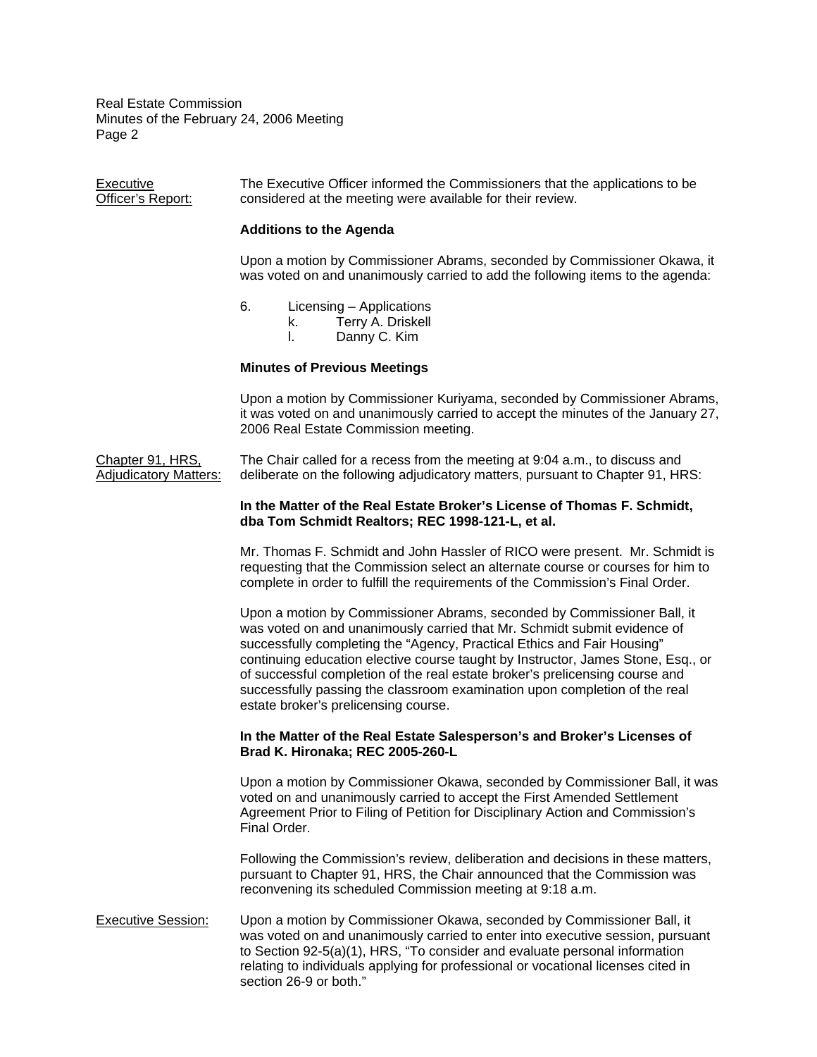Executive Officer's Report: The Executive Officer informed the Commissioners that the applications to be considered at the meeting were available for their review.

**Additions to the Agenda**

Upon a motion by Commissioner Abrams, seconded by Commissioner Okawa, it was voted on and unanimously carried to add the following items to the agenda:

6. Licensing – Applications
   k. Terry A. Driskell
   l. Danny C. Kim

**Minutes of Previous Meetings**

Upon a motion by Commissioner Kuriyama, seconded by Commissioner Abrams, it was voted on and unanimously carried to accept the minutes of the January 27, 2006 Real Estate Commission meeting.

Chapter 91, HRS, Adjudicatory Matters: The Chair called for a recess from the meeting at 9:04 a.m., to discuss and deliberate on the following adjudicatory matters, pursuant to Chapter 91, HRS:

**In the Matter of the Real Estate Broker's License of Thomas F. Schmidt, dba Tom Schmidt Realtors; REC 1998-121-L, et al.**

Mr. Thomas F. Schmidt and John Hassler of RICO were present. Mr. Schmidt is requesting that the Commission select an alternate course or courses for him to complete in order to fulfill the requirements of the Commission's Final Order.

Upon a motion by Commissioner Abrams, seconded by Commissioner Ball, it was voted on and unanimously carried that Mr. Schmidt submit evidence of successfully completing the "Agency, Practical Ethics and Fair Housing" continuing education elective course taught by Instructor, James Stone, Esq., or of successful completion of the real estate broker's prelicensing course and successfully passing the classroom examination upon completion of the real estate broker's prelicensing course.

**In the Matter of the Real Estate Salesperson's and Broker's Licenses of Brad K. Hironaka; REC 2005-260-L**

Upon a motion by Commissioner Okawa, seconded by Commissioner Ball, it was voted on and unanimously carried to accept the First Amended Settlement Agreement Prior to Filing of Petition for Disciplinary Action and Commission's Final Order.

Following the Commission's review, deliberation and decisions in these matters, pursuant to Chapter 91, HRS, the Chair announced that the Commission was reconvening its scheduled Commission meeting at 9:18 a.m.

Executive Session: Upon a motion by Commissioner Okawa, seconded by Commissioner Ball, it was voted on and unanimously carried to enter into executive session, pursuant to Section 92-5(a)(1), HRS, "To consider and evaluate personal information relating to individuals applying for professional or vocational licenses cited in section 26-9 or both."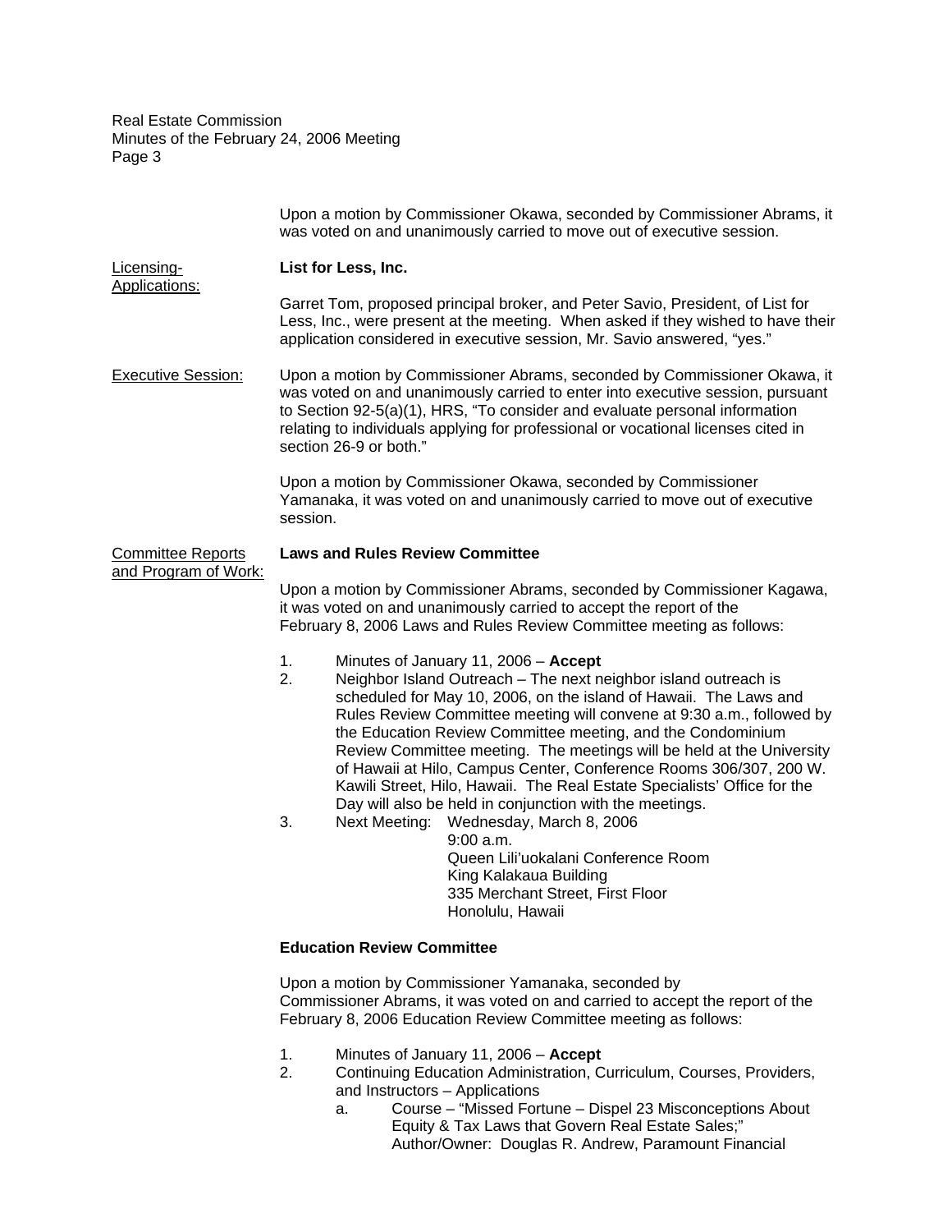Upon a motion by Commissioner Okawa, seconded by Commissioner Abrams, it was voted on and unanimously carried to move out of executive session.

Licensing-Applications:

**List for Less, Inc.**

Garret Tom, proposed principal broker, and Peter Savio, President, of List for Less, Inc., were present at the meeting. When asked if they wished to have their application considered in executive session, Mr. Savio answered, "yes."

Executive Session:

Upon a motion by Commissioner Abrams, seconded by Commissioner Okawa, it was voted on and unanimously carried to enter into executive session, pursuant to Section 92-5(a)(1), HRS, "To consider and evaluate personal information relating to individuals applying for professional or vocational licenses cited in section 26-9 or both."

Upon a motion by Commissioner Okawa, seconded by Commissioner Yamanaka, it was voted on and unanimously carried to move out of executive session.

Committee Reports and Program of Work:

**Laws and Rules Review Committee**

Upon a motion by Commissioner Abrams, seconded by Commissioner Kagawa, it was voted on and unanimously carried to accept the report of the February 8, 2006 Laws and Rules Review Committee meeting as follows:

1. Minutes of January 11, 2006 – **Accept**
2. Neighbor Island Outreach – The next neighbor island outreach is scheduled for May 10, 2006, on the island of Hawaii. The Laws and Rules Review Committee meeting will convene at 9:30 a.m., followed by the Education Review Committee meeting, and the Condominium Review Committee meeting. The meetings will be held at the University of Hawaii at Hilo, Campus Center, Conference Rooms 306/307, 200 W. Kawili Street, Hilo, Hawaii. The Real Estate Specialists' Office for the Day will also be held in conjunction with the meetings.
3. Next Meeting: Wednesday, March 8, 2006
   9:00 a.m.
   Queen Lili'uokalani Conference Room
   King Kalakaua Building
   335 Merchant Street, First Floor
   Honolulu, Hawaii

**Education Review Committee**

Upon a motion by Commissioner Yamanaka, seconded by Commissioner Abrams, it was voted on and carried to accept the report of the February 8, 2006 Education Review Committee meeting as follows:

1. Minutes of January 11, 2006 – **Accept**
2. Continuing Education Administration, Curriculum, Courses, Providers, and Instructors – Applications
   a. Course – "Missed Fortune – Dispel 23 Misconceptions About Equity & Tax Laws that Govern Real Estate Sales;" Author/Owner: Douglas R. Andrew, Paramount Financial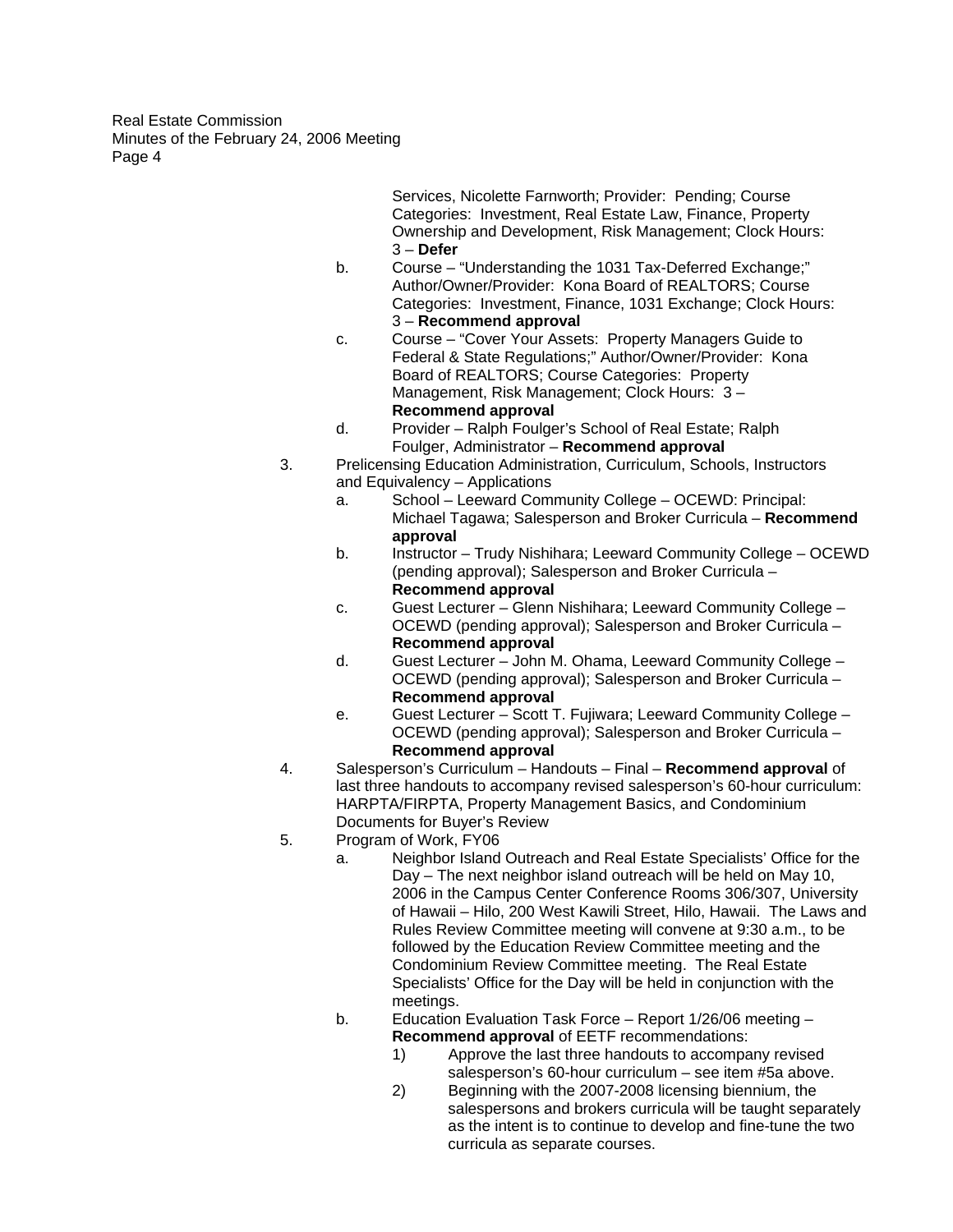Services, Nicolette Farnworth; Provider: Pending; Course Categories: Investment, Real Estate Law, Finance, Property Ownership and Development, Risk Management; Clock Hours: 3 – **Defer**

b. Course – "Understanding the 1031 Tax-Deferred Exchange;" Author/Owner/Provider: Kona Board of REALTORS; Course Categories: Investment, Finance, 1031 Exchange; Clock Hours: 3 – **Recommend approval**

c. Course – "Cover Your Assets: Property Managers Guide to Federal & State Regulations;" Author/Owner/Provider: Kona Board of REALTORS; Course Categories: Property Management, Risk Management; Clock Hours: 3 – **Recommend approval**

d. Provider – Ralph Foulger's School of Real Estate; Ralph Foulger, Administrator – **Recommend approval**

3. Prelicensing Education Administration, Curriculum, Schools, Instructors and Equivalency – Applications

   a. School – Leeward Community College – OCEWD: Principal: Michael Tagawa; Salesperson and Broker Curricula – **Recommend approval**

   b. Instructor – Trudy Nishihara; Leeward Community College – OCEWD (pending approval); Salesperson and Broker Curricula – **Recommend approval**

   c. Guest Lecturer – Glenn Nishihara; Leeward Community College – OCEWD (pending approval); Salesperson and Broker Curricula – **Recommend approval**

   d. Guest Lecturer – John M. Ohama, Leeward Community College – OCEWD (pending approval); Salesperson and Broker Curricula – **Recommend approval**

   e. Guest Lecturer – Scott T. Fujiwara; Leeward Community College – OCEWD (pending approval); Salesperson and Broker Curricula – **Recommend approval**

4. Salesperson's Curriculum – Handouts – Final – **Recommend approval** of last three handouts to accompany revised salesperson's 60-hour curriculum: HARPTA/FIRPTA, Property Management Basics, and Condominium Documents for Buyer's Review

5. Program of Work, FY06

   a. Neighbor Island Outreach and Real Estate Specialists' Office for the Day – The next neighbor island outreach will be held on May 10, 2006 in the Campus Center Conference Rooms 306/307, University of Hawaii – Hilo, 200 West Kawili Street, Hilo, Hawaii. The Laws and Rules Review Committee meeting will convene at 9:30 a.m., to be followed by the Education Review Committee meeting and the Condominium Review Committee meeting. The Real Estate Specialists' Office for the Day will be held in conjunction with the meetings.

   b. Education Evaluation Task Force – Report 1/26/06 meeting – **Recommend approval** of EETF recommendations:

      1) Approve the last three handouts to accompany revised salesperson's 60-hour curriculum – see item #5a above.

      2) Beginning with the 2007-2008 licensing biennium, the salespersons and brokers curricula will be taught separately as the intent is to continue to develop and fine-tune the two curricula as separate courses.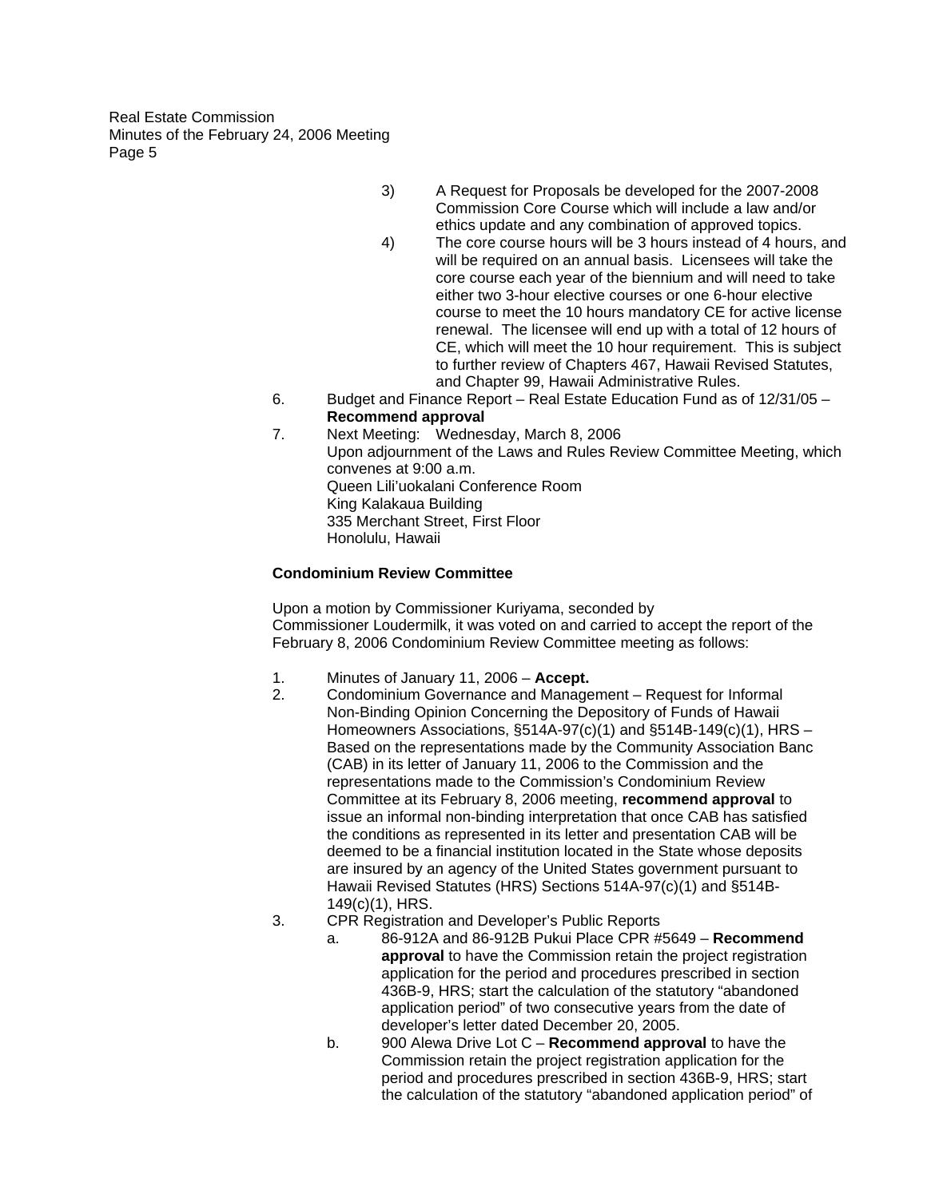3) A Request for Proposals be developed for the 2007-2008 Commission Core Course which will include a law and/or ethics update and any combination of approved topics.

4) The core course hours will be 3 hours instead of 4 hours, and will be required on an annual basis. Licensees will take the core course each year of the biennium and will need to take either two 3-hour elective courses or one 6-hour elective course to meet the 10 hours mandatory CE for active license renewal. The licensee will end up with a total of 12 hours of CE, which will meet the 10 hour requirement. This is subject to further review of Chapters 467, Hawaii Revised Statutes, and Chapter 99, Hawaii Administrative Rules.

6. Budget and Finance Report – Real Estate Education Fund as of 12/31/05 – **Recommend approval**

7. Next Meeting: Wednesday, March 8, 2006
   Upon adjournment of the Laws and Rules Review Committee Meeting, which convenes at 9:00 a.m.
   Queen Lili'uokalani Conference Room
   King Kalakaua Building
   335 Merchant Street, First Floor
   Honolulu, Hawaii

**Condominium Review Committee**

Upon a motion by Commissioner Kuriyama, seconded by Commissioner Loudermilk, it was voted on and carried to accept the report of the February 8, 2006 Condominium Review Committee meeting as follows:

1. Minutes of January 11, 2006 – **Accept.**
2. Condominium Governance and Management – Request for Informal Non-Binding Opinion Concerning the Depository of Funds of Hawaii Homeowners Associations, §514A-97(c)(1) and §514B-149(c)(1), HRS – Based on the representations made by the Community Association Banc (CAB) in its letter of January 11, 2006 to the Commission and the representations made to the Commission's Condominium Review Committee at its February 8, 2006 meeting, **recommend approval** to issue an informal non-binding interpretation that once CAB has satisfied the conditions as represented in its letter and presentation CAB will be deemed to be a financial institution located in the State whose deposits are insured by an agency of the United States government pursuant to Hawaii Revised Statutes (HRS) Sections 514A-97(c)(1) and §514B-149(c)(1), HRS.
3. CPR Registration and Developer's Public Reports
   a. 86-912A and 86-912B Pukui Place CPR #5649 – **Recommend approval** to have the Commission retain the project registration application for the period and procedures prescribed in section 436B-9, HRS; start the calculation of the statutory "abandoned application period" of two consecutive years from the date of developer's letter dated December 20, 2005.
   b. 900 Alewa Drive Lot C – **Recommend approval** to have the Commission retain the project registration application for the period and procedures prescribed in section 436B-9, HRS; start the calculation of the statutory "abandoned application period" of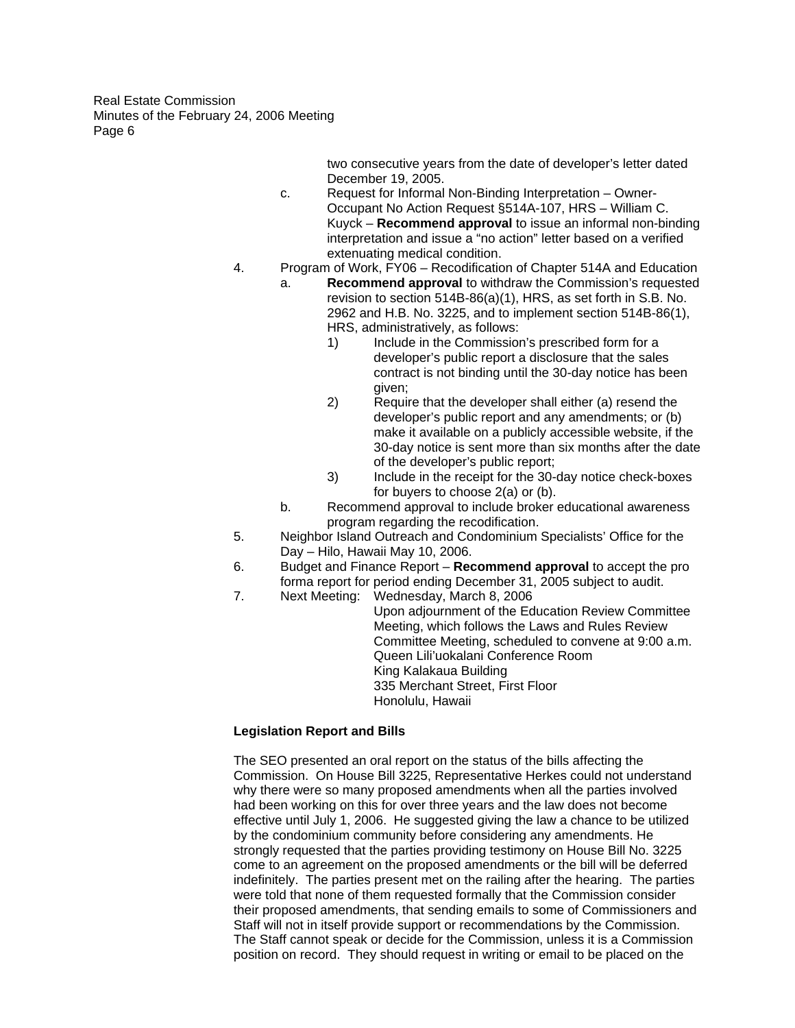two consecutive years from the date of developer's letter dated December 19, 2005.

c. Request for Informal Non-Binding Interpretation – Owner-Occupant No Action Request §514A-107, HRS – William C. Kuyck – **Recommend approval** to issue an informal non-binding interpretation and issue a "no action" letter based on a verified extenuating medical condition.

4. Program of Work, FY06 – Recodification of Chapter 514A and Education
   a. **Recommend approval** to withdraw the Commission's requested revision to section 514B-86(a)(1), HRS, as set forth in S.B. No. 2962 and H.B. No. 3225, and to implement section 514B-86(1), HRS, administratively, as follows:
      1) Include in the Commission's prescribed form for a developer's public report a disclosure that the sales contract is not binding until the 30-day notice has been given;
      2) Require that the developer shall either (a) resend the developer's public report and any amendments; or (b) make it available on a publicly accessible website, if the 30-day notice is sent more than six months after the date of the developer's public report;
      3) Include in the receipt for the 30-day notice check-boxes for buyers to choose 2(a) or (b).
   b. Recommend approval to include broker educational awareness program regarding the recodification.
5. Neighbor Island Outreach and Condominium Specialists' Office for the Day – Hilo, Hawaii May 10, 2006.
6. Budget and Finance Report – **Recommend approval** to accept the pro forma report for period ending December 31, 2005 subject to audit.
7. Next Meeting: Wednesday, March 8, 2006
   Upon adjournment of the Education Review Committee Meeting, which follows the Laws and Rules Review Committee Meeting, scheduled to convene at 9:00 a.m.
   Queen Lili'uokalani Conference Room
   King Kalakaua Building
   335 Merchant Street, First Floor
   Honolulu, Hawaii

**Legislation Report and Bills**

The SEO presented an oral report on the status of the bills affecting the Commission. On House Bill 3225, Representative Herkes could not understand why there were so many proposed amendments when all the parties involved had been working on this for over three years and the law does not become effective until July 1, 2006. He suggested giving the law a chance to be utilized by the condominium community before considering any amendments. He strongly requested that the parties providing testimony on House Bill No. 3225 come to an agreement on the proposed amendments or the bill will be deferred indefinitely. The parties present met on the railing after the hearing. The parties were told that none of them requested formally that the Commission consider their proposed amendments, that sending emails to some of Commissioners and Staff will not in itself provide support or recommendations by the Commission. The Staff cannot speak or decide for the Commission, unless it is a Commission position on record. They should request in writing or email to be placed on the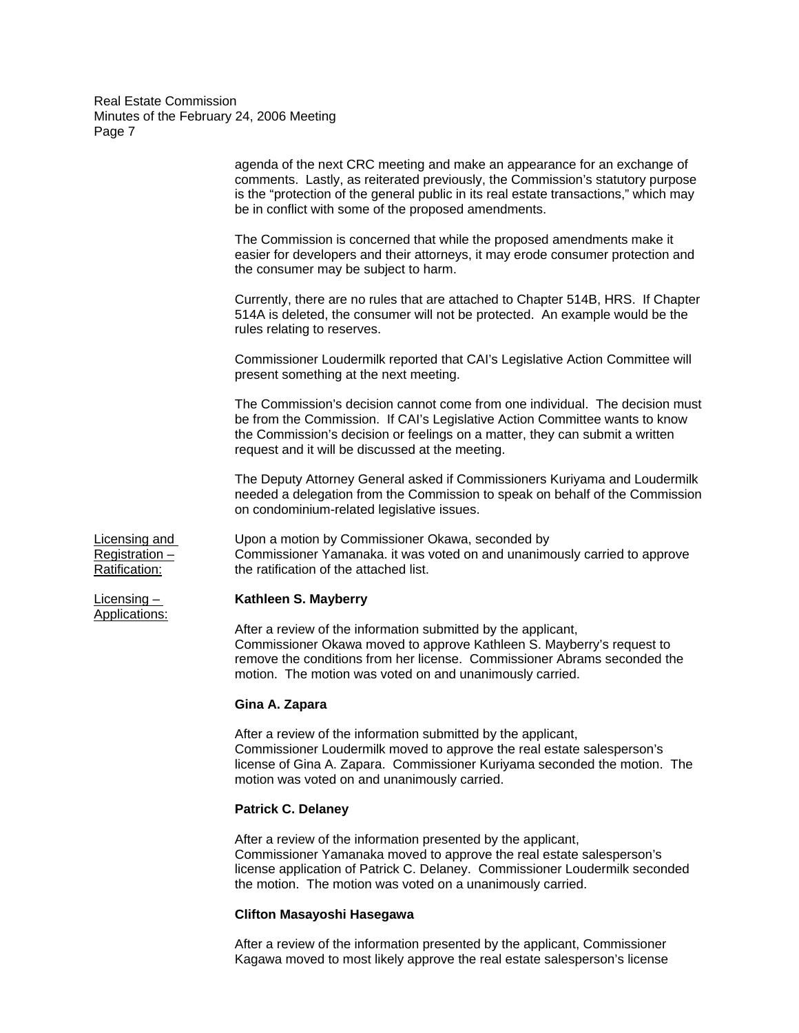agenda of the next CRC meeting and make an appearance for an exchange of comments. Lastly, as reiterated previously, the Commission's statutory purpose is the "protection of the general public in its real estate transactions," which may be in conflict with some of the proposed amendments.

The Commission is concerned that while the proposed amendments make it easier for developers and their attorneys, it may erode consumer protection and the consumer may be subject to harm.

Currently, there are no rules that are attached to Chapter 514B, HRS. If Chapter 514A is deleted, the consumer will not be protected. An example would be the rules relating to reserves.

Commissioner Loudermilk reported that CAI's Legislative Action Committee will present something at the next meeting.

The Commission's decision cannot come from one individual. The decision must be from the Commission. If CAI's Legislative Action Committee wants to know the Commission's decision or feelings on a matter, they can submit a written request and it will be discussed at the meeting.

The Deputy Attorney General asked if Commissioners Kuriyama and Loudermilk needed a delegation from the Commission to speak on behalf of the Commission on condominium-related legislative issues.

Licensing and Registration – Ratification:

Upon a motion by Commissioner Okawa, seconded by Commissioner Yamanaka. it was voted on and unanimously carried to approve the ratification of the attached list.

Licensing – Applications:

**Kathleen S. Mayberry**

After a review of the information submitted by the applicant, Commissioner Okawa moved to approve Kathleen S. Mayberry's request to remove the conditions from her license. Commissioner Abrams seconded the motion. The motion was voted on and unanimously carried.

**Gina A. Zapara**

After a review of the information submitted by the applicant, Commissioner Loudermilk moved to approve the real estate salesperson's license of Gina A. Zapara. Commissioner Kuriyama seconded the motion. The motion was voted on and unanimously carried.

**Patrick C. Delaney**

After a review of the information presented by the applicant, Commissioner Yamanaka moved to approve the real estate salesperson's license application of Patrick C. Delaney. Commissioner Loudermilk seconded the motion. The motion was voted on a unanimously carried.

**Clifton Masayoshi Hasegawa**

After a review of the information presented by the applicant, Commissioner Kagawa moved to most likely approve the real estate salesperson's license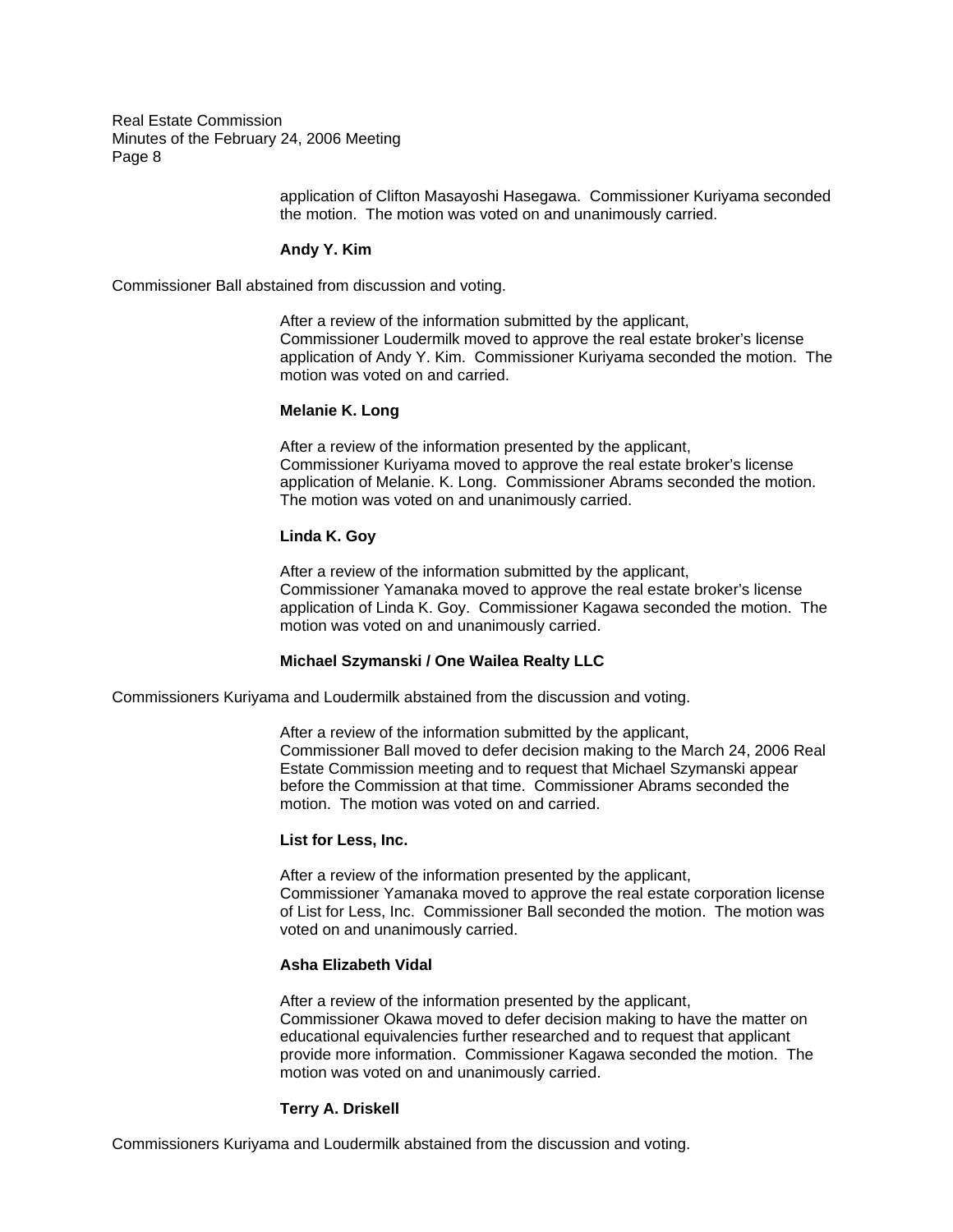application of Clifton Masayoshi Hasegawa. Commissioner Kuriyama seconded the motion. The motion was voted on and unanimously carried.

**Andy Y. Kim**

Commissioner Ball abstained from discussion and voting.

After a review of the information submitted by the applicant, Commissioner Loudermilk moved to approve the real estate broker's license application of Andy Y. Kim. Commissioner Kuriyama seconded the motion. The motion was voted on and carried.

**Melanie K. Long**

After a review of the information presented by the applicant, Commissioner Kuriyama moved to approve the real estate broker's license application of Melanie. K. Long. Commissioner Abrams seconded the motion. The motion was voted on and unanimously carried.

**Linda K. Goy**

After a review of the information submitted by the applicant, Commissioner Yamanaka moved to approve the real estate broker's license application of Linda K. Goy. Commissioner Kagawa seconded the motion. The motion was voted on and unanimously carried.

**Michael Szymanski / One Wailea Realty LLC**

Commissioners Kuriyama and Loudermilk abstained from the discussion and voting.

After a review of the information submitted by the applicant, Commissioner Ball moved to defer decision making to the March 24, 2006 Real Estate Commission meeting and to request that Michael Szymanski appear before the Commission at that time. Commissioner Abrams seconded the motion. The motion was voted on and carried.

**List for Less, Inc.**

After a review of the information presented by the applicant, Commissioner Yamanaka moved to approve the real estate corporation license of List for Less, Inc. Commissioner Ball seconded the motion. The motion was voted on and unanimously carried.

**Asha Elizabeth Vidal**

After a review of the information presented by the applicant, Commissioner Okawa moved to defer decision making to have the matter on educational equivalencies further researched and to request that applicant provide more information. Commissioner Kagawa seconded the motion. The motion was voted on and unanimously carried.

**Terry A. Driskell**

Commissioners Kuriyama and Loudermilk abstained from the discussion and voting.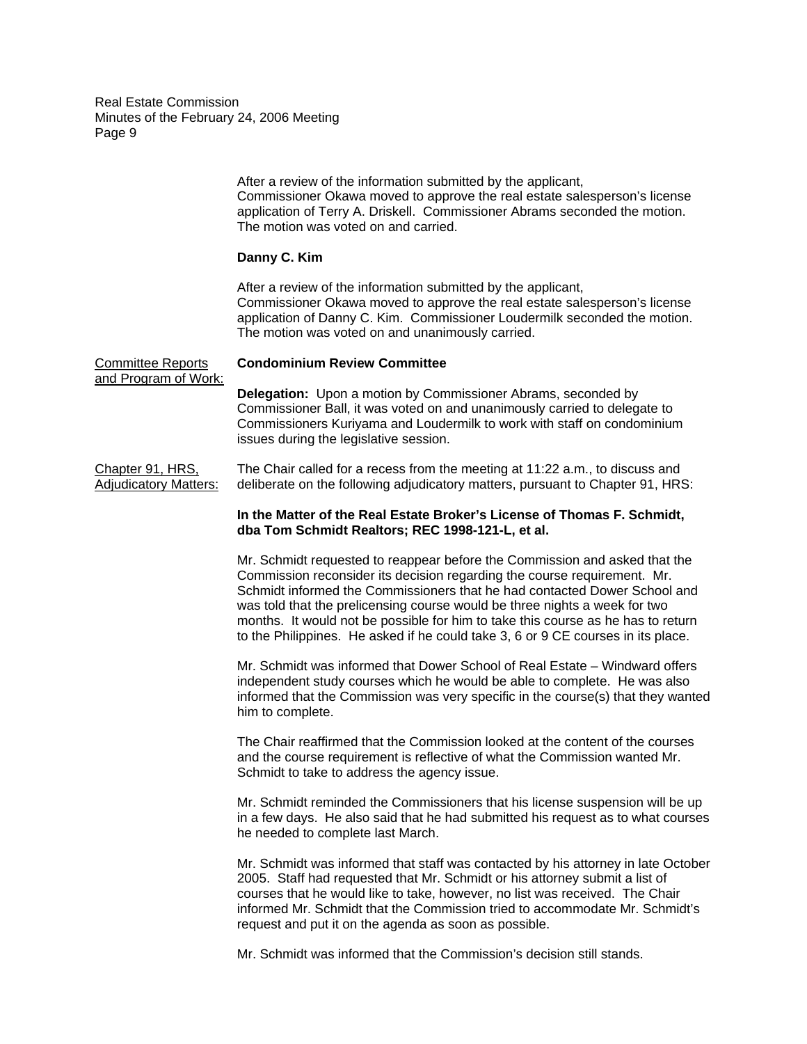After a review of the information submitted by the applicant, Commissioner Okawa moved to approve the real estate salesperson's license application of Terry A. Driskell. Commissioner Abrams seconded the motion. The motion was voted on and carried.

**Danny C. Kim**

After a review of the information submitted by the applicant, Commissioner Okawa moved to approve the real estate salesperson's license application of Danny C. Kim. Commissioner Loudermilk seconded the motion. The motion was voted on and unanimously carried.

Committee Reports and Program of Work:

**Condominium Review Committee**

**Delegation:** Upon a motion by Commissioner Abrams, seconded by Commissioner Ball, it was voted on and unanimously carried to delegate to Commissioners Kuriyama and Loudermilk to work with staff on condominium issues during the legislative session.

Chapter 91, HRS, Adjudicatory Matters:

The Chair called for a recess from the meeting at 11:22 a.m., to discuss and deliberate on the following adjudicatory matters, pursuant to Chapter 91, HRS:

**In the Matter of the Real Estate Broker's License of Thomas F. Schmidt, dba Tom Schmidt Realtors; REC 1998-121-L, et al.**

Mr. Schmidt requested to reappear before the Commission and asked that the Commission reconsider its decision regarding the course requirement. Mr. Schmidt informed the Commissioners that he had contacted Dower School and was told that the prelicensing course would be three nights a week for two months. It would not be possible for him to take this course as he has to return to the Philippines. He asked if he could take 3, 6 or 9 CE courses in its place.

Mr. Schmidt was informed that Dower School of Real Estate – Windward offers independent study courses which he would be able to complete. He was also informed that the Commission was very specific in the course(s) that they wanted him to complete.

The Chair reaffirmed that the Commission looked at the content of the courses and the course requirement is reflective of what the Commission wanted Mr. Schmidt to take to address the agency issue.

Mr. Schmidt reminded the Commissioners that his license suspension will be up in a few days. He also said that he had submitted his request as to what courses he needed to complete last March.

Mr. Schmidt was informed that staff was contacted by his attorney in late October 2005. Staff had requested that Mr. Schmidt or his attorney submit a list of courses that he would like to take, however, no list was received. The Chair informed Mr. Schmidt that the Commission tried to accommodate Mr. Schmidt's request and put it on the agenda as soon as possible.

Mr. Schmidt was informed that the Commission's decision still stands.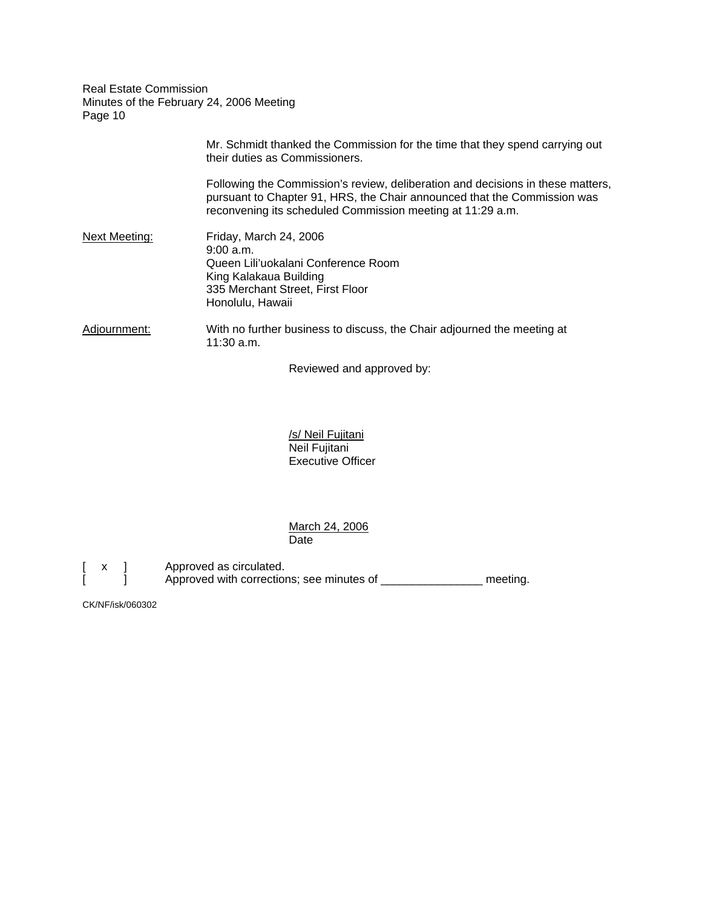Mr. Schmidt thanked the Commission for the time that they spend carrying out their duties as Commissioners.

Following the Commission's review, deliberation and decisions in these matters, pursuant to Chapter 91, HRS, the Chair announced that the Commission was reconvening its scheduled Commission meeting at 11:29 a.m.

Next Meeting: Friday, March 24, 2006
9:00 a.m.
Queen Lili'uokalani Conference Room
King Kalakaua Building
335 Merchant Street, First Floor
Honolulu, Hawaii

Adjournment: With no further business to discuss, the Chair adjourned the meeting at 11:30 a.m.

Reviewed and approved by:

/s/ Neil Fujitani
Neil Fujitani
Executive Officer

March 24, 2006
Date

[ x ] Approved as circulated.
[ ] Approved with corrections; see minutes of ________________ meeting.

CK/NF/isk/060302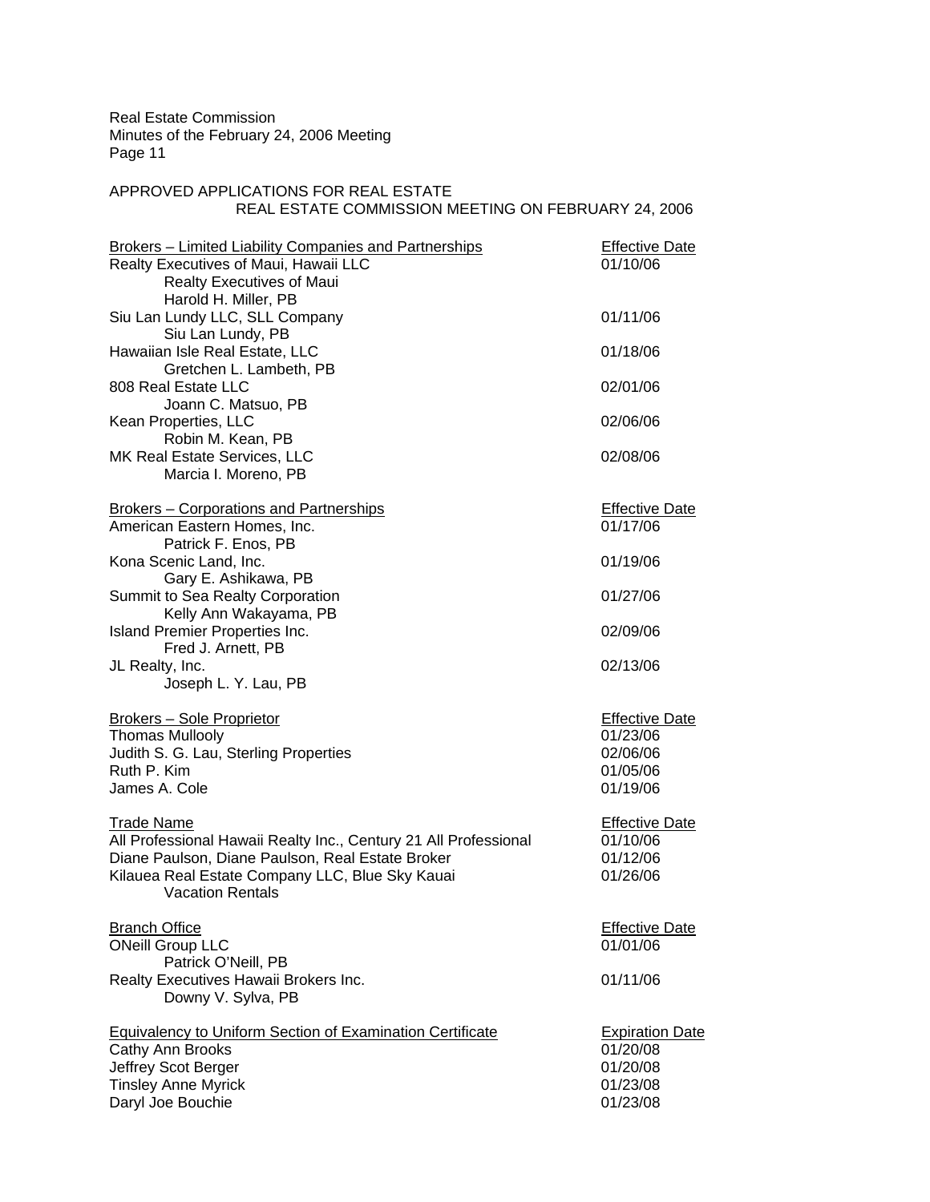APPROVED APPLICATIONS FOR REAL ESTATE
REAL ESTATE COMMISSION MEETING ON FEBRUARY 24, 2006

| Brokers – Limited Liability Companies and Partnerships | Effective Date |
|---|---|
| Realty Executives of Maui, Hawaii LLC<br>Realty Executives of Maui<br>Harold H. Miller, PB | 01/10/06 |
| Siu Lan Lundy LLC, SLL Company<br>Siu Lan Lundy, PB | 01/11/06 |
| Hawaiian Isle Real Estate, LLC<br>Gretchen L. Lambeth, PB | 01/18/06 |
| 808 Real Estate LLC<br>Joann C. Matsuo, PB | 02/01/06 |
| Kean Properties, LLC<br>Robin M. Kean, PB | 02/06/06 |
| MK Real Estate Services, LLC<br>Marcia I. Moreno, PB | 02/08/06 |

| Brokers – Corporations and Partnerships | Effective Date |
|---|---|
| American Eastern Homes, Inc.<br>Patrick F. Enos, PB | 01/17/06 |
| Kona Scenic Land, Inc.<br>Gary E. Ashikawa, PB | 01/19/06 |
| Summit to Sea Realty Corporation<br>Kelly Ann Wakayama, PB | 01/27/06 |
| Island Premier Properties Inc.<br>Fred J. Arnett, PB | 02/09/06 |
| JL Realty, Inc.<br>Joseph L. Y. Lau, PB | 02/13/06 |

| Brokers – Sole Proprietor | Effective Date |
|---|---|
| Thomas Mullooly | 01/23/06 |
| Judith S. G. Lau, Sterling Properties | 02/06/06 |
| Ruth P. Kim | 01/05/06 |
| James A. Cole | 01/19/06 |

| Trade Name | Effective Date |
|---|---|
| All Professional Hawaii Realty Inc., Century 21 All Professional | 01/10/06 |
| Diane Paulson, Diane Paulson, Real Estate Broker | 01/12/06 |
| Kilauea Real Estate Company LLC, Blue Sky Kauai Vacation Rentals | 01/26/06 |

| Branch Office | Effective Date |
|---|---|
| ONeill Group LLC<br>Patrick O'Neill, PB | 01/01/06 |
| Realty Executives Hawaii Brokers Inc.<br>Downy V. Sylva, PB | 01/11/06 |

| Equivalency to Uniform Section of Examination Certificate | Expiration Date |
|---|---|
| Cathy Ann Brooks | 01/20/08 |
| Jeffrey Scot Berger | 01/20/08 |
| Tinsley Anne Myrick | 01/23/08 |
| Daryl Joe Bouchie | 01/23/08 |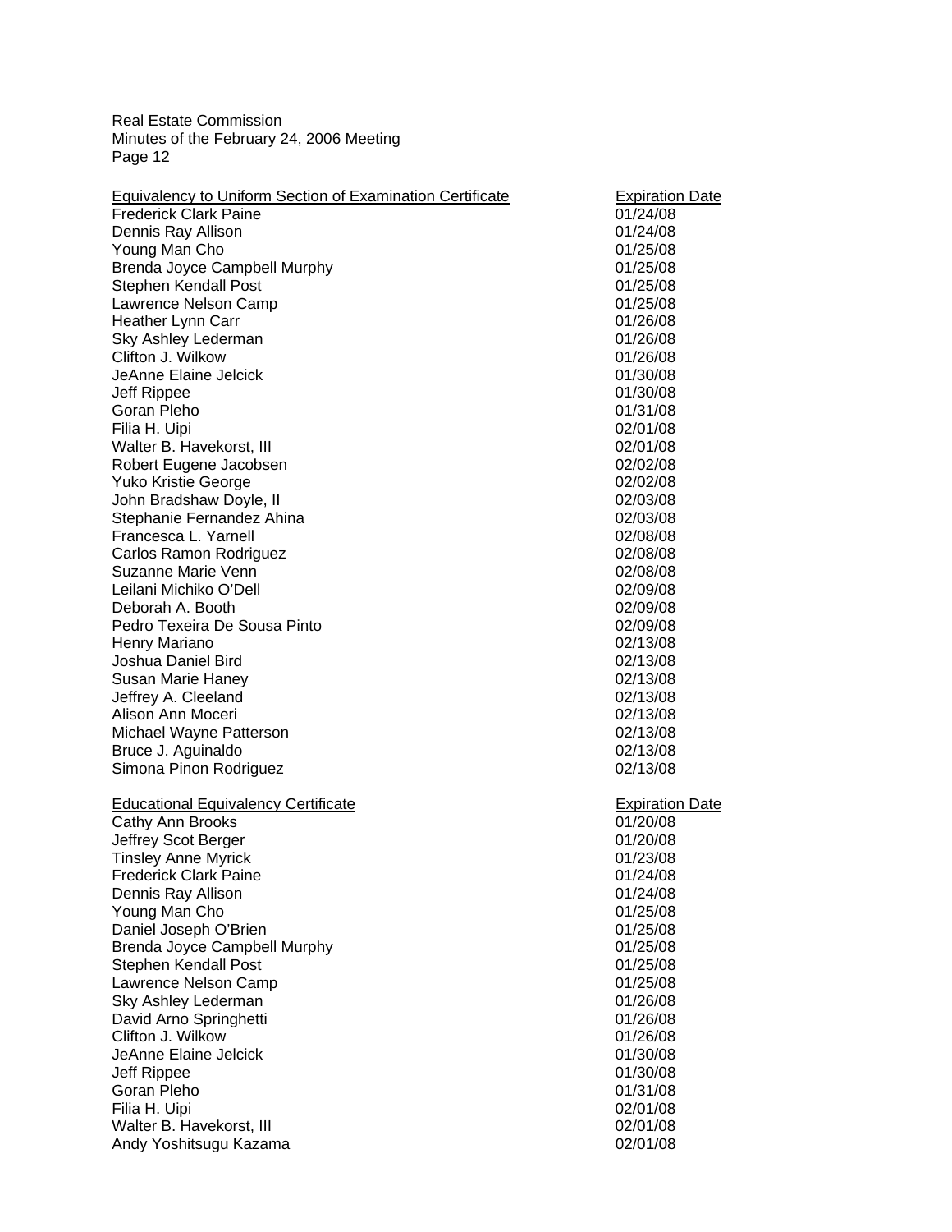| Equivalency to Uniform Section of Examination Certificate | Expiration Date |
| --- | --- |
| Frederick Clark Paine | 01/24/08 |
| Dennis Ray Allison | 01/24/08 |
| Young Man Cho | 01/25/08 |
| Brenda Joyce Campbell Murphy | 01/25/08 |
| Stephen Kendall Post | 01/25/08 |
| Lawrence Nelson Camp | 01/25/08 |
| Heather Lynn Carr | 01/26/08 |
| Sky Ashley Lederman | 01/26/08 |
| Clifton J. Wilkow | 01/26/08 |
| JeAnne Elaine Jelcick | 01/30/08 |
| Jeff Rippee | 01/30/08 |
| Goran Pleho | 01/31/08 |
| Filia H. Uipi | 02/01/08 |
| Walter B. Havekorst, III | 02/01/08 |
| Robert Eugene Jacobsen | 02/02/08 |
| Yuko Kristie George | 02/02/08 |
| John Bradshaw Doyle, II | 02/03/08 |
| Stephanie Fernandez Ahina | 02/03/08 |
| Francesca L. Yarnell | 02/08/08 |
| Carlos Ramon Rodriguez | 02/08/08 |
| Suzanne Marie Venn | 02/08/08 |
| Leilani Michiko O'Dell | 02/09/08 |
| Deborah A. Booth | 02/09/08 |
| Pedro Texeira De Sousa Pinto | 02/09/08 |
| Henry Mariano | 02/13/08 |
| Joshua Daniel Bird | 02/13/08 |
| Susan Marie Haney | 02/13/08 |
| Jeffrey A. Cleeland | 02/13/08 |
| Alison Ann Moceri | 02/13/08 |
| Michael Wayne Patterson | 02/13/08 |
| Bruce J. Aguinaldo | 02/13/08 |
| Simona Pinon Rodriguez | 02/13/08 |

| Educational Equivalency Certificate | Expiration Date |
| --- | --- |
| Cathy Ann Brooks | 01/20/08 |
| Jeffrey Scot Berger | 01/20/08 |
| Tinsley Anne Myrick | 01/23/08 |
| Frederick Clark Paine | 01/24/08 |
| Dennis Ray Allison | 01/24/08 |
| Young Man Cho | 01/25/08 |
| Daniel Joseph O'Brien | 01/25/08 |
| Brenda Joyce Campbell Murphy | 01/25/08 |
| Stephen Kendall Post | 01/25/08 |
| Lawrence Nelson Camp | 01/25/08 |
| Sky Ashley Lederman | 01/26/08 |
| David Arno Springhetti | 01/26/08 |
| Clifton J. Wilkow | 01/26/08 |
| JeAnne Elaine Jelcick | 01/30/08 |
| Jeff Rippee | 01/30/08 |
| Goran Pleho | 01/31/08 |
| Filia H. Uipi | 02/01/08 |
| Walter B. Havekorst, III | 02/01/08 |
| Andy Yoshitsugu Kazama | 02/01/08 |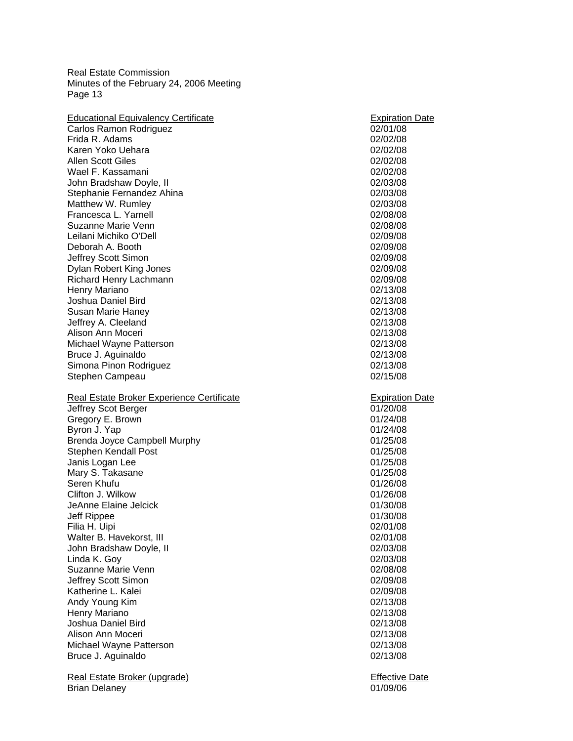| Educational Equivalency Certificate | Expiration Date |
|---|---|
| Carlos Ramon Rodriguez | 02/01/08 |
| Frida R. Adams | 02/02/08 |
| Karen Yoko Uehara | 02/02/08 |
| Allen Scott Giles | 02/02/08 |
| Wael F. Kassamani | 02/02/08 |
| John Bradshaw Doyle, II | 02/03/08 |
| Stephanie Fernandez Ahina | 02/03/08 |
| Matthew W. Rumley | 02/03/08 |
| Francesca L. Yarnell | 02/08/08 |
| Suzanne Marie Venn | 02/08/08 |
| Leilani Michiko O'Dell | 02/09/08 |
| Deborah A. Booth | 02/09/08 |
| Jeffrey Scott Simon | 02/09/08 |
| Dylan Robert King Jones | 02/09/08 |
| Richard Henry Lachmann | 02/09/08 |
| Henry Mariano | 02/13/08 |
| Joshua Daniel Bird | 02/13/08 |
| Susan Marie Haney | 02/13/08 |
| Jeffrey A. Cleeland | 02/13/08 |
| Alison Ann Moceri | 02/13/08 |
| Michael Wayne Patterson | 02/13/08 |
| Bruce J. Aguinaldo | 02/13/08 |
| Simona Pinon Rodriguez | 02/13/08 |
| Stephen Campeau | 02/15/08 |

| Real Estate Broker Experience Certificate | Expiration Date |
|---|---|
| Jeffrey Scot Berger | 01/20/08 |
| Gregory E. Brown | 01/24/08 |
| Byron J. Yap | 01/24/08 |
| Brenda Joyce Campbell Murphy | 01/25/08 |
| Stephen Kendall Post | 01/25/08 |
| Janis Logan Lee | 01/25/08 |
| Mary S. Takasane | 01/25/08 |
| Seren Khufu | 01/26/08 |
| Clifton J. Wilkow | 01/26/08 |
| JeAnne Elaine Jelcick | 01/30/08 |
| Jeff Rippee | 01/30/08 |
| Filia H. Uipi | 02/01/08 |
| Walter B. Havekorst, III | 02/01/08 |
| John Bradshaw Doyle, II | 02/03/08 |
| Linda K. Goy | 02/03/08 |
| Suzanne Marie Venn | 02/08/08 |
| Jeffrey Scott Simon | 02/09/08 |
| Katherine L. Kalei | 02/09/08 |
| Andy Young Kim | 02/13/08 |
| Henry Mariano | 02/13/08 |
| Joshua Daniel Bird | 02/13/08 |
| Alison Ann Moceri | 02/13/08 |
| Michael Wayne Patterson | 02/13/08 |
| Bruce J. Aguinaldo | 02/13/08 |

| Real Estate Broker (upgrade) | Effective Date |
|---|---|
| Brian Delaney | 01/09/06 |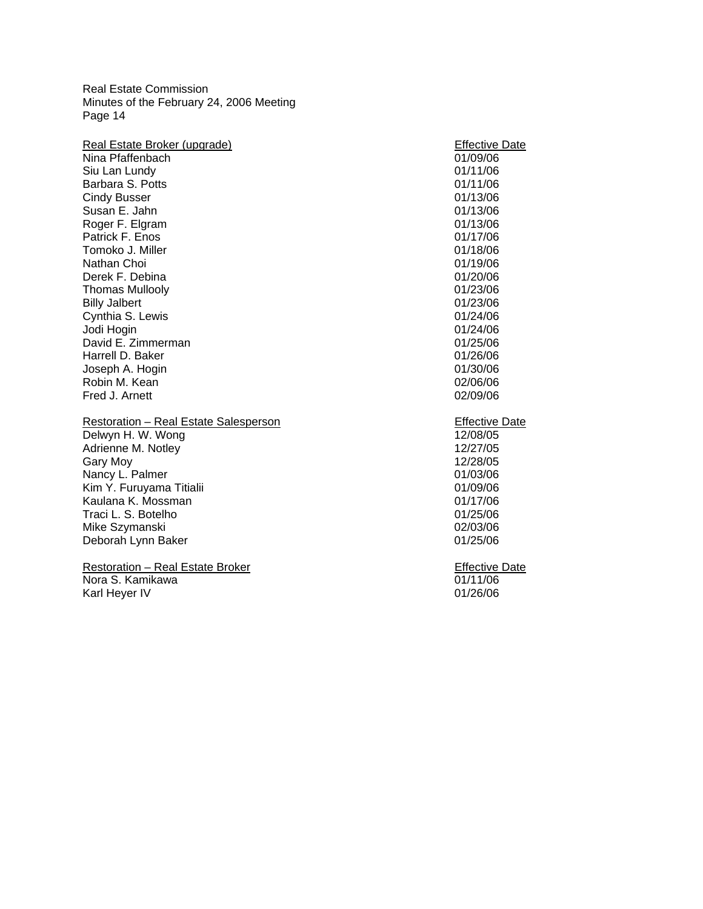| Real Estate Broker (upgrade) | Effective Date |
|---|---|
| Nina Pfaffenbach | 01/09/06 |
| Siu Lan Lundy | 01/11/06 |
| Barbara S. Potts | 01/11/06 |
| Cindy Busser | 01/13/06 |
| Susan E. Jahn | 01/13/06 |
| Roger F. Elgram | 01/13/06 |
| Patrick F. Enos | 01/17/06 |
| Tomoko J. Miller | 01/18/06 |
| Nathan Choi | 01/19/06 |
| Derek F. Debina | 01/20/06 |
| Thomas Mullooly | 01/23/06 |
| Billy Jalbert | 01/23/06 |
| Cynthia S. Lewis | 01/24/06 |
| Jodi Hogin | 01/24/06 |
| David E. Zimmerman | 01/25/06 |
| Harrell D. Baker | 01/26/06 |
| Joseph A. Hogin | 01/30/06 |
| Robin M. Kean | 02/06/06 |
| Fred J. Arnett | 02/09/06 |

| Restoration – Real Estate Salesperson | Effective Date |
|---|---|
| Delwyn H. W. Wong | 12/08/05 |
| Adrienne M. Notley | 12/27/05 |
| Gary Moy | 12/28/05 |
| Nancy L. Palmer | 01/03/06 |
| Kim Y. Furuyama Titialii | 01/09/06 |
| Kaulana K. Mossman | 01/17/06 |
| Traci L. S. Botelho | 01/25/06 |
| Mike Szymanski | 02/03/06 |
| Deborah Lynn Baker | 01/25/06 |

| Restoration – Real Estate Broker | Effective Date |
|---|---|
| Nora S. Kamikawa | 01/11/06 |
| Karl Heyer IV | 01/26/06 |